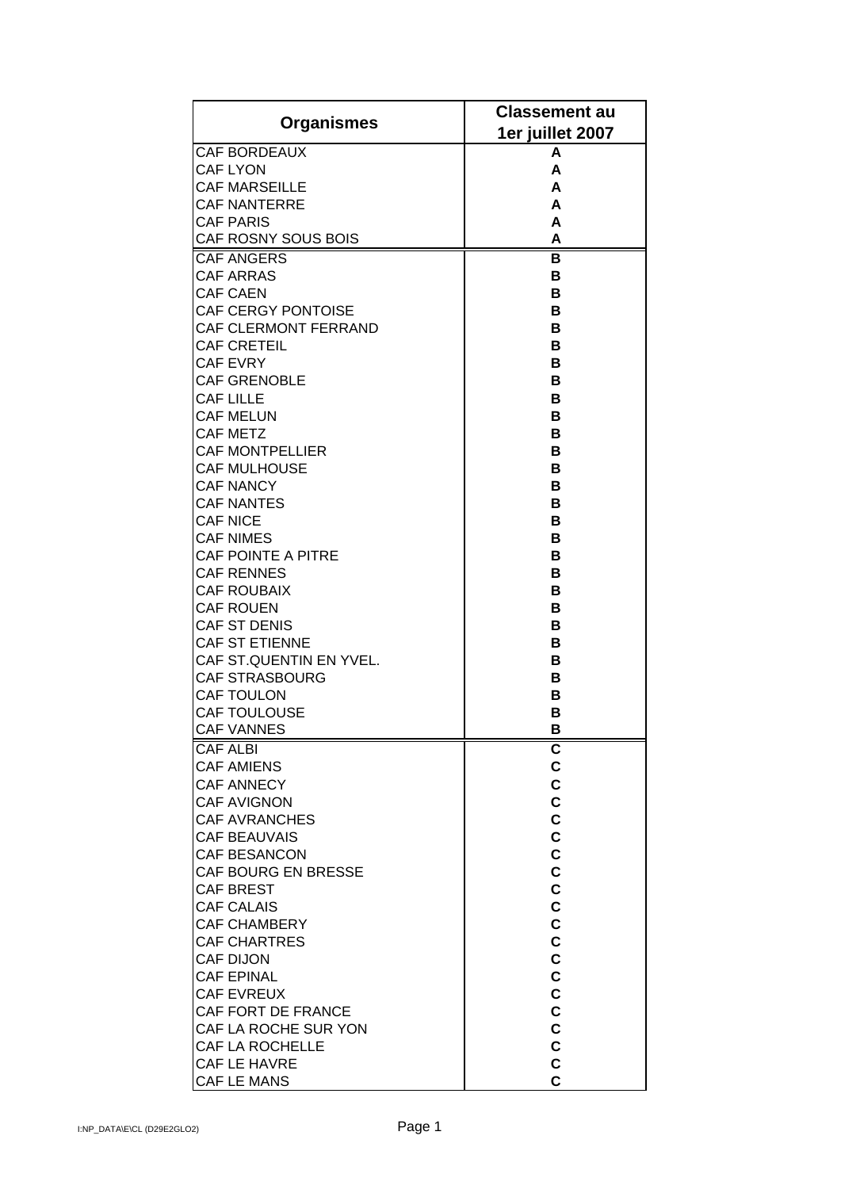| Organismes | Classement au 1er juillet 2007 |
|---|---|
| CAF BORDEAUX | A |
| CAF LYON | A |
| CAF MARSEILLE | A |
| CAF NANTERRE | A |
| CAF PARIS | A |
| CAF ROSNY SOUS BOIS | A |
| CAF ANGERS | B |
| CAF ARRAS | B |
| CAF CAEN | B |
| CAF CERGY PONTOISE | B |
| CAF CLERMONT FERRAND | B |
| CAF CRETEIL | B |
| CAF EVRY | B |
| CAF GRENOBLE | B |
| CAF LILLE | B |
| CAF MELUN | B |
| CAF METZ | B |
| CAF MONTPELLIER | B |
| CAF MULHOUSE | B |
| CAF NANCY | B |
| CAF NANTES | B |
| CAF NICE | B |
| CAF NIMES | B |
| CAF POINTE A PITRE | B |
| CAF RENNES | B |
| CAF ROUBAIX | B |
| CAF ROUEN | B |
| CAF ST DENIS | B |
| CAF ST ETIENNE | B |
| CAF ST.QUENTIN EN YVEL. | B |
| CAF STRASBOURG | B |
| CAF TOULON | B |
| CAF TOULOUSE | B |
| CAF VANNES | B |
| CAF ALBI | C |
| CAF AMIENS | C |
| CAF ANNECY | C |
| CAF AVIGNON | C |
| CAF AVRANCHES | C |
| CAF BEAUVAIS | C |
| CAF BESANCON | C |
| CAF BOURG EN BRESSE | C |
| CAF BREST | C |
| CAF CALAIS | C |
| CAF CHAMBERY | C |
| CAF CHARTRES | C |
| CAF DIJON | C |
| CAF EPINAL | C |
| CAF EVREUX | C |
| CAF FORT DE FRANCE | C |
| CAF LA ROCHE SUR YON | C |
| CAF LA ROCHELLE | C |
| CAF LE HAVRE | C |
| CAF LE MANS | C |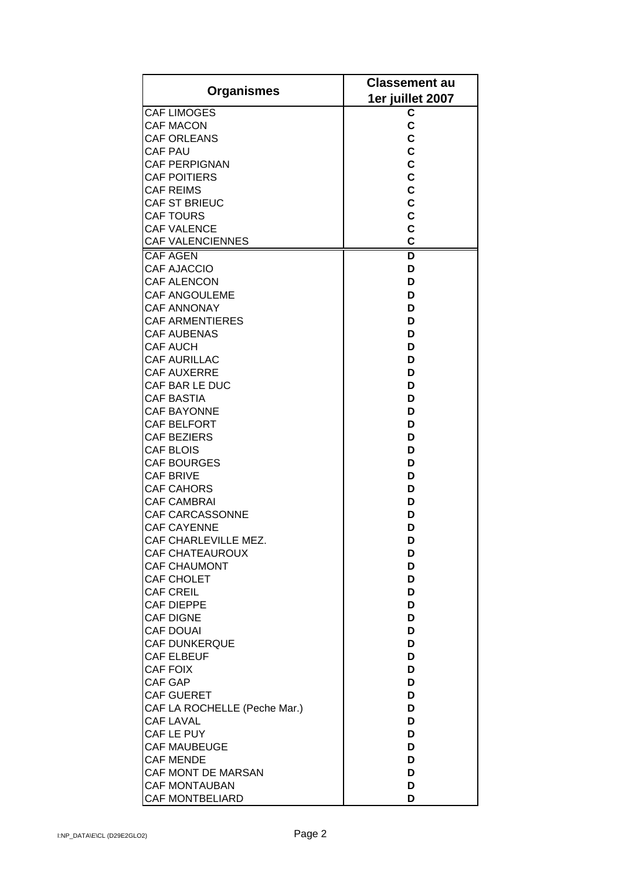| Organismes | Classement au 1er juillet 2007 |
| --- | --- |
| CAF LIMOGES | C |
| CAF MACON | C |
| CAF ORLEANS | C |
| CAF PAU | C |
| CAF PERPIGNAN | C |
| CAF POITIERS | C |
| CAF REIMS | C |
| CAF ST BRIEUC | C |
| CAF TOURS | C |
| CAF VALENCE | C |
| CAF VALENCIENNES | C |
| CAF AGEN | D |
| CAF AJACCIO | D |
| CAF ALENCON | D |
| CAF ANGOULEME | D |
| CAF ANNONAY | D |
| CAF ARMENTIERES | D |
| CAF AUBENAS | D |
| CAF AUCH | D |
| CAF AURILLAC | D |
| CAF AUXERRE | D |
| CAF BAR LE DUC | D |
| CAF BASTIA | D |
| CAF BAYONNE | D |
| CAF BELFORT | D |
| CAF BEZIERS | D |
| CAF BLOIS | D |
| CAF BOURGES | D |
| CAF BRIVE | D |
| CAF CAHORS | D |
| CAF CAMBRAI | D |
| CAF CARCASSONNE | D |
| CAF CAYENNE | D |
| CAF CHARLEVILLE MEZ. | D |
| CAF CHATEAUROUX | D |
| CAF CHAUMONT | D |
| CAF CHOLET | D |
| CAF CREIL | D |
| CAF DIEPPE | D |
| CAF DIGNE | D |
| CAF DOUAI | D |
| CAF DUNKERQUE | D |
| CAF ELBEUF | D |
| CAF FOIX | D |
| CAF GAP | D |
| CAF GUERET | D |
| CAF LA ROCHELLE (Peche Mar.) | D |
| CAF LAVAL | D |
| CAF LE PUY | D |
| CAF MAUBEUGE | D |
| CAF MENDE | D |
| CAF MONT DE MARSAN | D |
| CAF MONTAUBAN | D |
| CAF MONTBELIARD | D |

I:NP_DATA\E\CL (D29E2GLO2)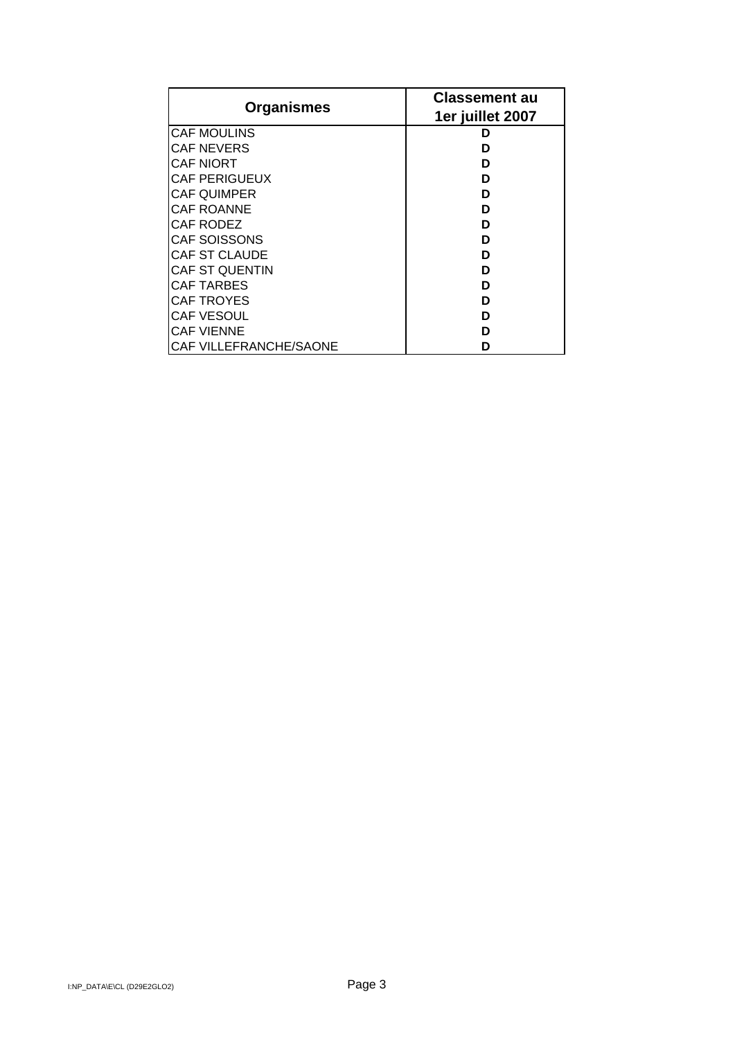| Organismes | Classement au 1er juillet 2007 |
| --- | --- |
| CAF MOULINS | D |
| CAF NEVERS | D |
| CAF NIORT | D |
| CAF PERIGUEUX | D |
| CAF QUIMPER | D |
| CAF ROANNE | D |
| CAF RODEZ | D |
| CAF SOISSONS | D |
| CAF ST CLAUDE | D |
| CAF ST QUENTIN | D |
| CAF TARBES | D |
| CAF TROYES | D |
| CAF VESOUL | D |
| CAF VIENNE | D |
| CAF VILLEFRANCHE/SAONE | D |

I:NP_DATA\E\CL (D29E2GLO2)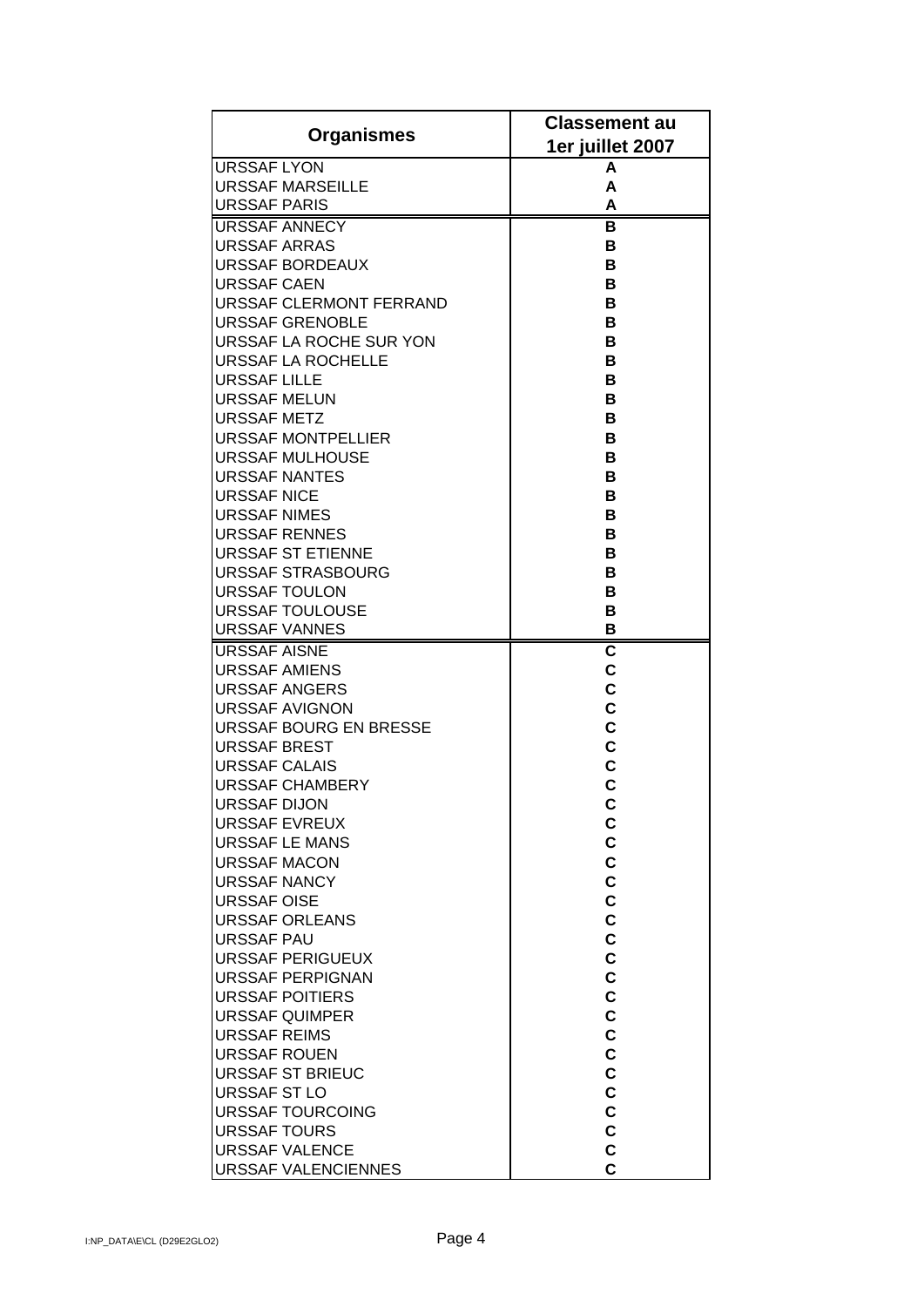| Organismes | Classement au 1er juillet 2007 |
|---|---|
| URSSAF LYON | A |
| URSSAF MARSEILLE | A |
| URSSAF PARIS | A |
| URSSAF ANNECY | B |
| URSSAF ARRAS | B |
| URSSAF BORDEAUX | B |
| URSSAF CAEN | B |
| URSSAF CLERMONT FERRAND | B |
| URSSAF GRENOBLE | B |
| URSSAF LA ROCHE SUR YON | B |
| URSSAF LA ROCHELLE | B |
| URSSAF LILLE | B |
| URSSAF MELUN | B |
| URSSAF METZ | B |
| URSSAF MONTPELLIER | B |
| URSSAF MULHOUSE | B |
| URSSAF NANTES | B |
| URSSAF NICE | B |
| URSSAF NIMES | B |
| URSSAF RENNES | B |
| URSSAF ST ETIENNE | B |
| URSSAF STRASBOURG | B |
| URSSAF TOULON | B |
| URSSAF TOULOUSE | B |
| URSSAF VANNES | B |
| URSSAF AISNE | C |
| URSSAF AMIENS | C |
| URSSAF ANGERS | C |
| URSSAF AVIGNON | C |
| URSSAF BOURG EN BRESSE | C |
| URSSAF BREST | C |
| URSSAF CALAIS | C |
| URSSAF CHAMBERY | C |
| URSSAF DIJON | C |
| URSSAF EVREUX | C |
| URSSAF LE MANS | C |
| URSSAF MACON | C |
| URSSAF NANCY | C |
| URSSAF OISE | C |
| URSSAF ORLEANS | C |
| URSSAF PAU | C |
| URSSAF PERIGUEUX | C |
| URSSAF PERPIGNAN | C |
| URSSAF POITIERS | C |
| URSSAF QUIMPER | C |
| URSSAF REIMS | C |
| URSSAF ROUEN | C |
| URSSAF ST BRIEUC | C |
| URSSAF ST LO | C |
| URSSAF TOURCOING | C |
| URSSAF TOURS | C |
| URSSAF VALENCE | C |
| URSSAF VALENCIENNES | C |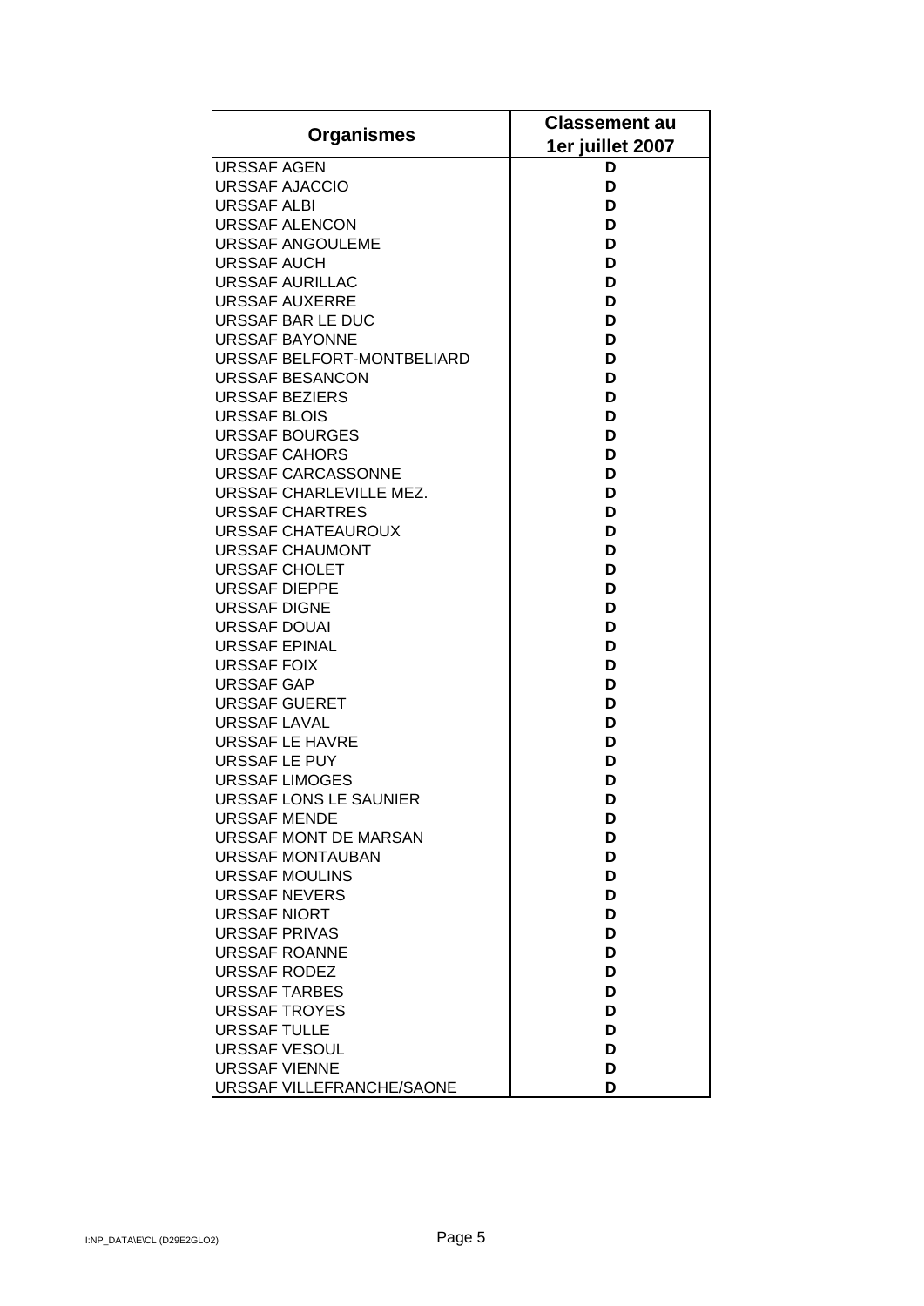| Organismes | Classement au 1er juillet 2007 |
|---|---|
| URSSAF AGEN | D |
| URSSAF AJACCIO | D |
| URSSAF ALBI | D |
| URSSAF ALENCON | D |
| URSSAF ANGOULEME | D |
| URSSAF AUCH | D |
| URSSAF AURILLAC | D |
| URSSAF AUXERRE | D |
| URSSAF BAR LE DUC | D |
| URSSAF BAYONNE | D |
| URSSAF BELFORT-MONTBELIARD | D |
| URSSAF BESANCON | D |
| URSSAF BEZIERS | D |
| URSSAF BLOIS | D |
| URSSAF BOURGES | D |
| URSSAF CAHORS | D |
| URSSAF CARCASSONNE | D |
| URSSAF CHARLEVILLE MEZ. | D |
| URSSAF CHARTRES | D |
| URSSAF CHATEAUROUX | D |
| URSSAF CHAUMONT | D |
| URSSAF CHOLET | D |
| URSSAF DIEPPE | D |
| URSSAF DIGNE | D |
| URSSAF DOUAI | D |
| URSSAF EPINAL | D |
| URSSAF FOIX | D |
| URSSAF GAP | D |
| URSSAF GUERET | D |
| URSSAF LAVAL | D |
| URSSAF LE HAVRE | D |
| URSSAF LE PUY | D |
| URSSAF LIMOGES | D |
| URSSAF LONS LE SAUNIER | D |
| URSSAF MENDE | D |
| URSSAF MONT DE MARSAN | D |
| URSSAF MONTAUBAN | D |
| URSSAF MOULINS | D |
| URSSAF NEVERS | D |
| URSSAF NIORT | D |
| URSSAF PRIVAS | D |
| URSSAF ROANNE | D |
| URSSAF RODEZ | D |
| URSSAF TARBES | D |
| URSSAF TROYES | D |
| URSSAF TULLE | D |
| URSSAF VESOUL | D |
| URSSAF VIENNE | D |
| URSSAF VILLEFRANCHE/SAONE | D |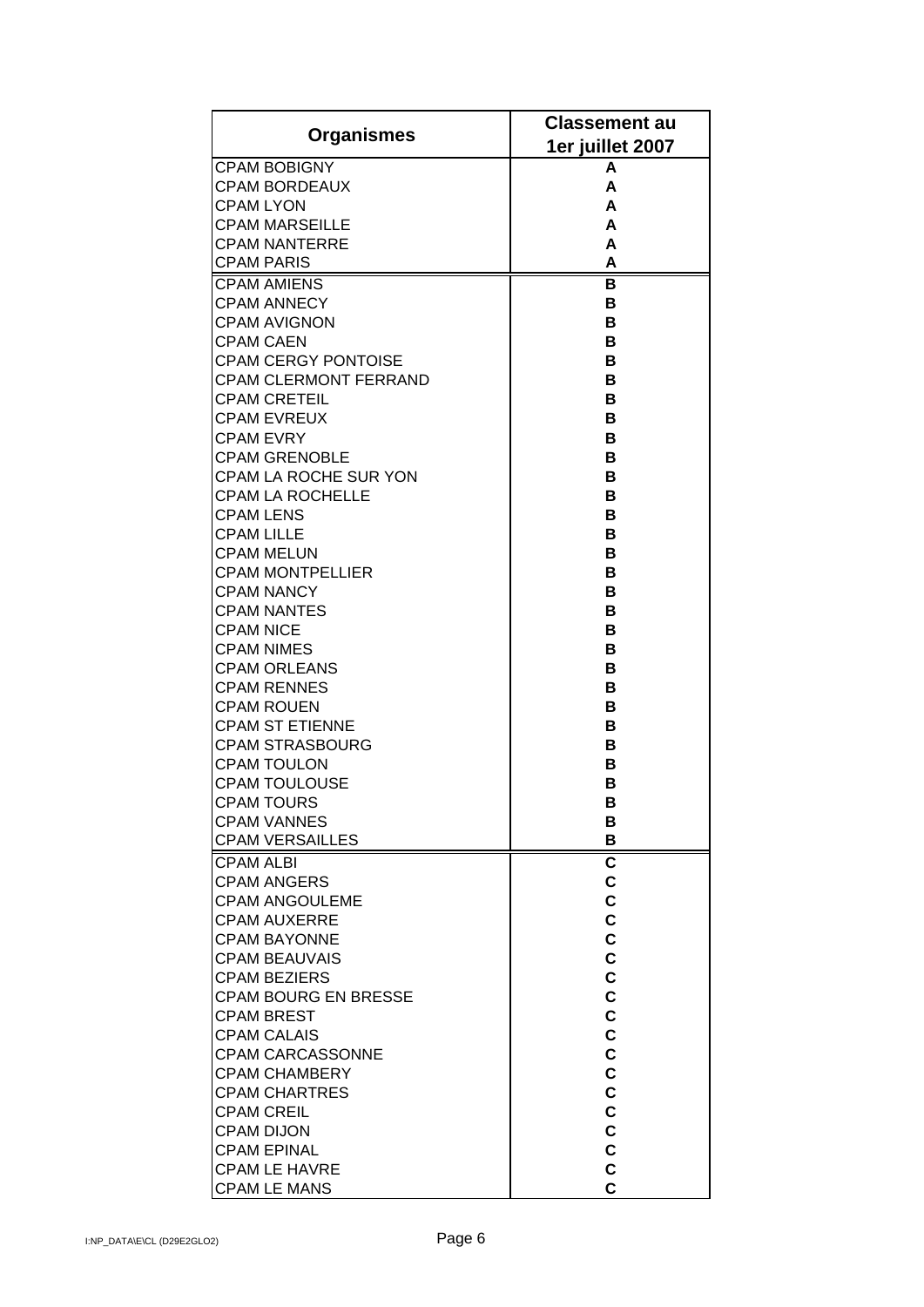| Organismes | Classement au 1er juillet 2007 |
|---|---|
| CPAM BOBIGNY | A |
| CPAM BORDEAUX | A |
| CPAM LYON | A |
| CPAM MARSEILLE | A |
| CPAM NANTERRE | A |
| CPAM PARIS | A |
| CPAM AMIENS | B |
| CPAM ANNECY | B |
| CPAM AVIGNON | B |
| CPAM CAEN | B |
| CPAM CERGY PONTOISE | B |
| CPAM CLERMONT FERRAND | B |
| CPAM CRETEIL | B |
| CPAM EVREUX | B |
| CPAM EVRY | B |
| CPAM GRENOBLE | B |
| CPAM LA ROCHE SUR YON | B |
| CPAM LA ROCHELLE | B |
| CPAM LENS | B |
| CPAM LILLE | B |
| CPAM MELUN | B |
| CPAM MONTPELLIER | B |
| CPAM NANCY | B |
| CPAM NANTES | B |
| CPAM NICE | B |
| CPAM NIMES | B |
| CPAM ORLEANS | B |
| CPAM RENNES | B |
| CPAM ROUEN | B |
| CPAM ST ETIENNE | B |
| CPAM STRASBOURG | B |
| CPAM TOULON | B |
| CPAM TOULOUSE | B |
| CPAM TOURS | B |
| CPAM VANNES | B |
| CPAM VERSAILLES | B |
| CPAM ALBI | C |
| CPAM ANGERS | C |
| CPAM ANGOULEME | C |
| CPAM AUXERRE | C |
| CPAM BAYONNE | C |
| CPAM BEAUVAIS | C |
| CPAM BEZIERS | C |
| CPAM BOURG EN BRESSE | C |
| CPAM BREST | C |
| CPAM CALAIS | C |
| CPAM CARCASSONNE | C |
| CPAM CHAMBERY | C |
| CPAM CHARTRES | C |
| CPAM CREIL | C |
| CPAM DIJON | C |
| CPAM EPINAL | C |
| CPAM LE HAVRE | C |
| CPAM LE MANS | C |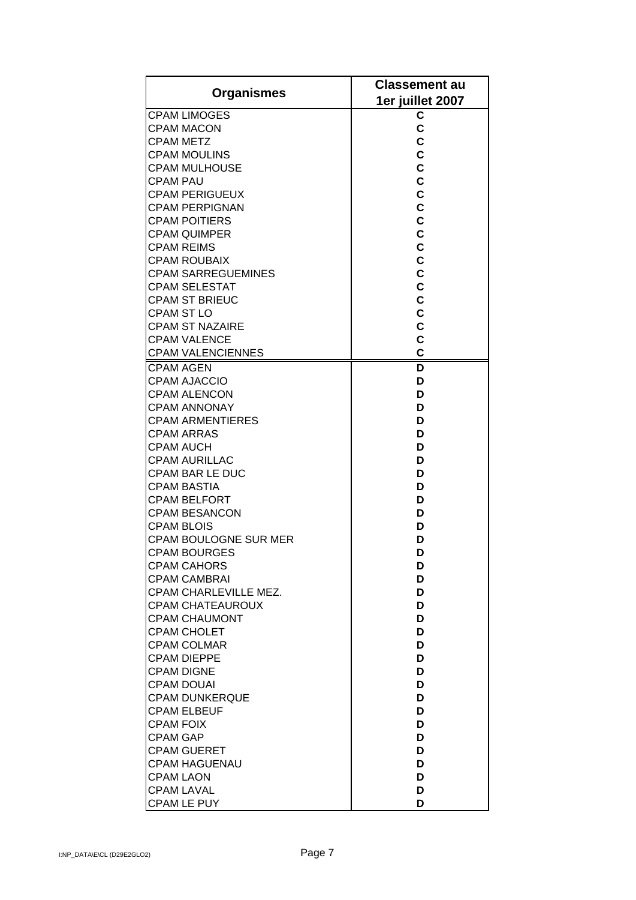| Organismes | Classement au 1er juillet 2007 |
|---|---|
| CPAM LIMOGES | C |
| CPAM MACON | C |
| CPAM METZ | C |
| CPAM MOULINS | C |
| CPAM MULHOUSE | C |
| CPAM PAU | C |
| CPAM PERIGUEUX | C |
| CPAM PERPIGNAN | C |
| CPAM POITIERS | C |
| CPAM QUIMPER | C |
| CPAM REIMS | C |
| CPAM ROUBAIX | C |
| CPAM SARREGUEMINES | C |
| CPAM SELESTAT | C |
| CPAM ST BRIEUC | C |
| CPAM ST LO | C |
| CPAM ST NAZAIRE | C |
| CPAM VALENCE | C |
| CPAM VALENCIENNES | C |
| CPAM AGEN | D |
| CPAM AJACCIO | D |
| CPAM ALENCON | D |
| CPAM ANNONAY | D |
| CPAM ARMENTIERES | D |
| CPAM ARRAS | D |
| CPAM AUCH | D |
| CPAM AURILLAC | D |
| CPAM BAR LE DUC | D |
| CPAM BASTIA | D |
| CPAM BELFORT | D |
| CPAM BESANCON | D |
| CPAM BLOIS | D |
| CPAM BOULOGNE SUR MER | D |
| CPAM BOURGES | D |
| CPAM CAHORS | D |
| CPAM CAMBRAI | D |
| CPAM CHARLEVILLE MEZ. | D |
| CPAM CHATEAUROUX | D |
| CPAM CHAUMONT | D |
| CPAM CHOLET | D |
| CPAM COLMAR | D |
| CPAM DIEPPE | D |
| CPAM DIGNE | D |
| CPAM DOUAI | D |
| CPAM DUNKERQUE | D |
| CPAM ELBEUF | D |
| CPAM FOIX | D |
| CPAM GAP | D |
| CPAM GUERET | D |
| CPAM HAGUENAU | D |
| CPAM LAON | D |
| CPAM LAVAL | D |
| CPAM LE PUY | D |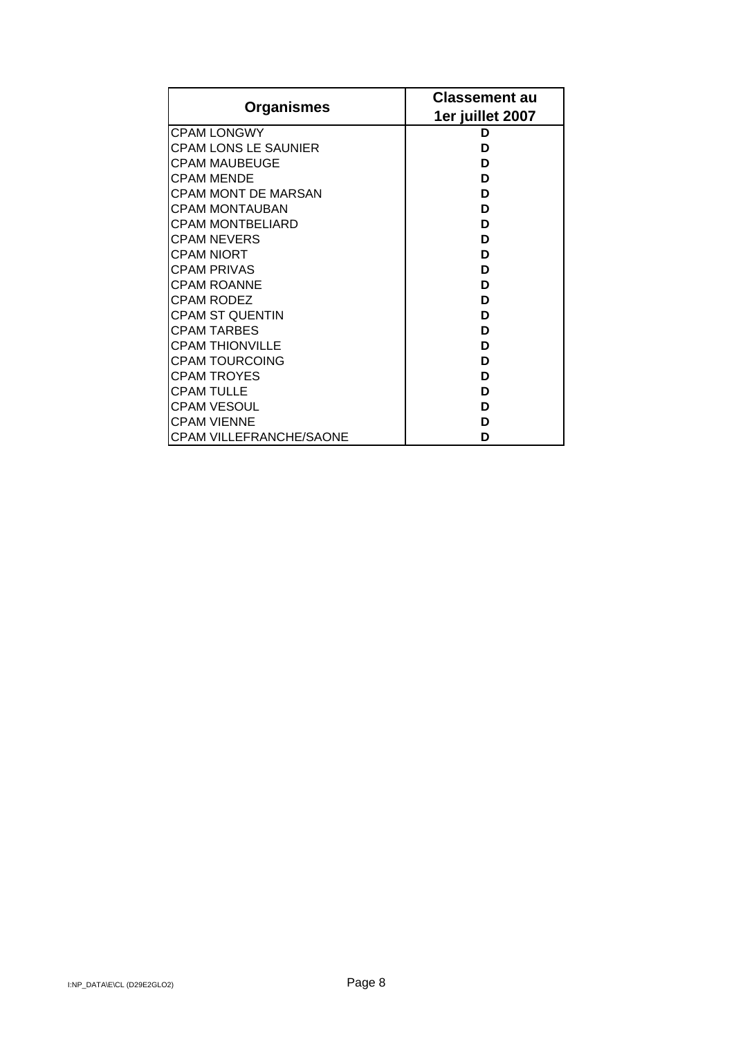| Organismes | Classement au 1er juillet 2007 |
| --- | --- |
| CPAM LONGWY | D |
| CPAM LONS LE SAUNIER | D |
| CPAM MAUBEUGE | D |
| CPAM MENDE | D |
| CPAM MONT DE MARSAN | D |
| CPAM MONTAUBAN | D |
| CPAM MONTBELIARD | D |
| CPAM NEVERS | D |
| CPAM NIORT | D |
| CPAM PRIVAS | D |
| CPAM ROANNE | D |
| CPAM RODEZ | D |
| CPAM ST QUENTIN | D |
| CPAM TARBES | D |
| CPAM THIONVILLE | D |
| CPAM TOURCOING | D |
| CPAM TROYES | D |
| CPAM TULLE | D |
| CPAM VESOUL | D |
| CPAM VIENNE | D |
| CPAM VILLEFRANCHE/SAONE | D |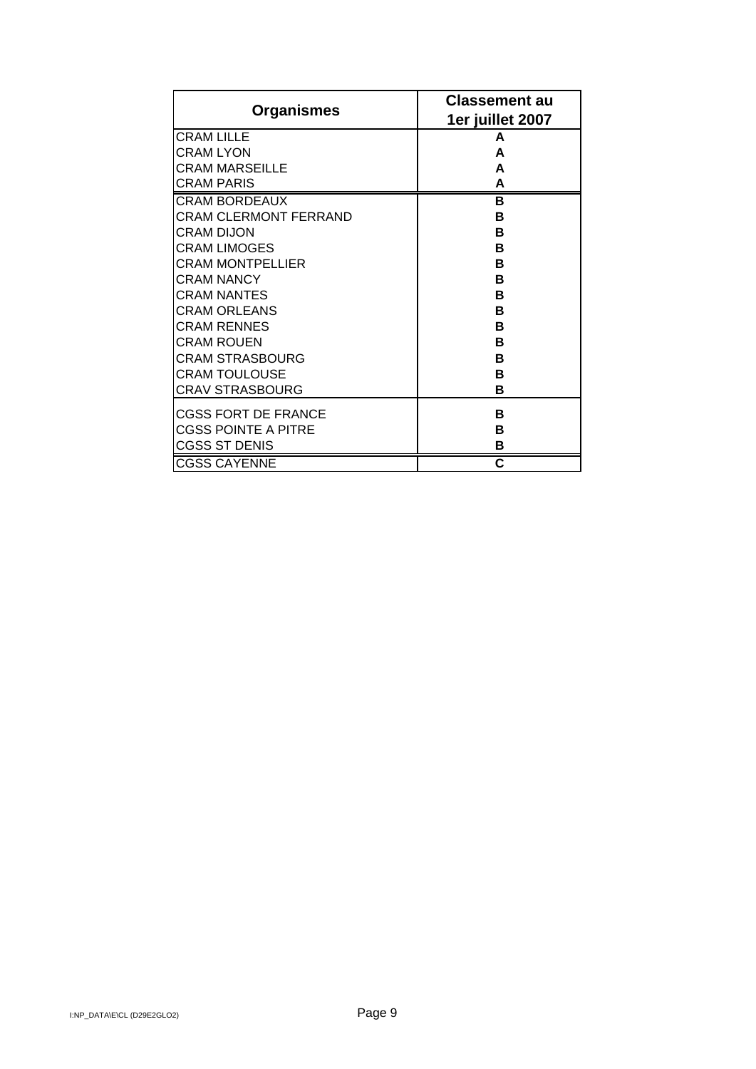| Organismes | Classement au 1er juillet 2007 |
|---|---|
| CRAM LILLE | A |
| CRAM LYON | A |
| CRAM MARSEILLE | A |
| CRAM PARIS | A |
| CRAM BORDEAUX | B |
| CRAM CLERMONT FERRAND | B |
| CRAM DIJON | B |
| CRAM LIMOGES | B |
| CRAM MONTPELLIER | B |
| CRAM NANCY | B |
| CRAM NANTES | B |
| CRAM ORLEANS | B |
| CRAM RENNES | B |
| CRAM ROUEN | B |
| CRAM STRASBOURG | B |
| CRAM TOULOUSE | B |
| CRAV STRASBOURG | B |
| CGSS FORT DE FRANCE | B |
| CGSS POINTE A PITRE | B |
| CGSS ST DENIS | B |
| CGSS CAYENNE | C |

I:NP_DATA\E\CL (D29E2GLO2)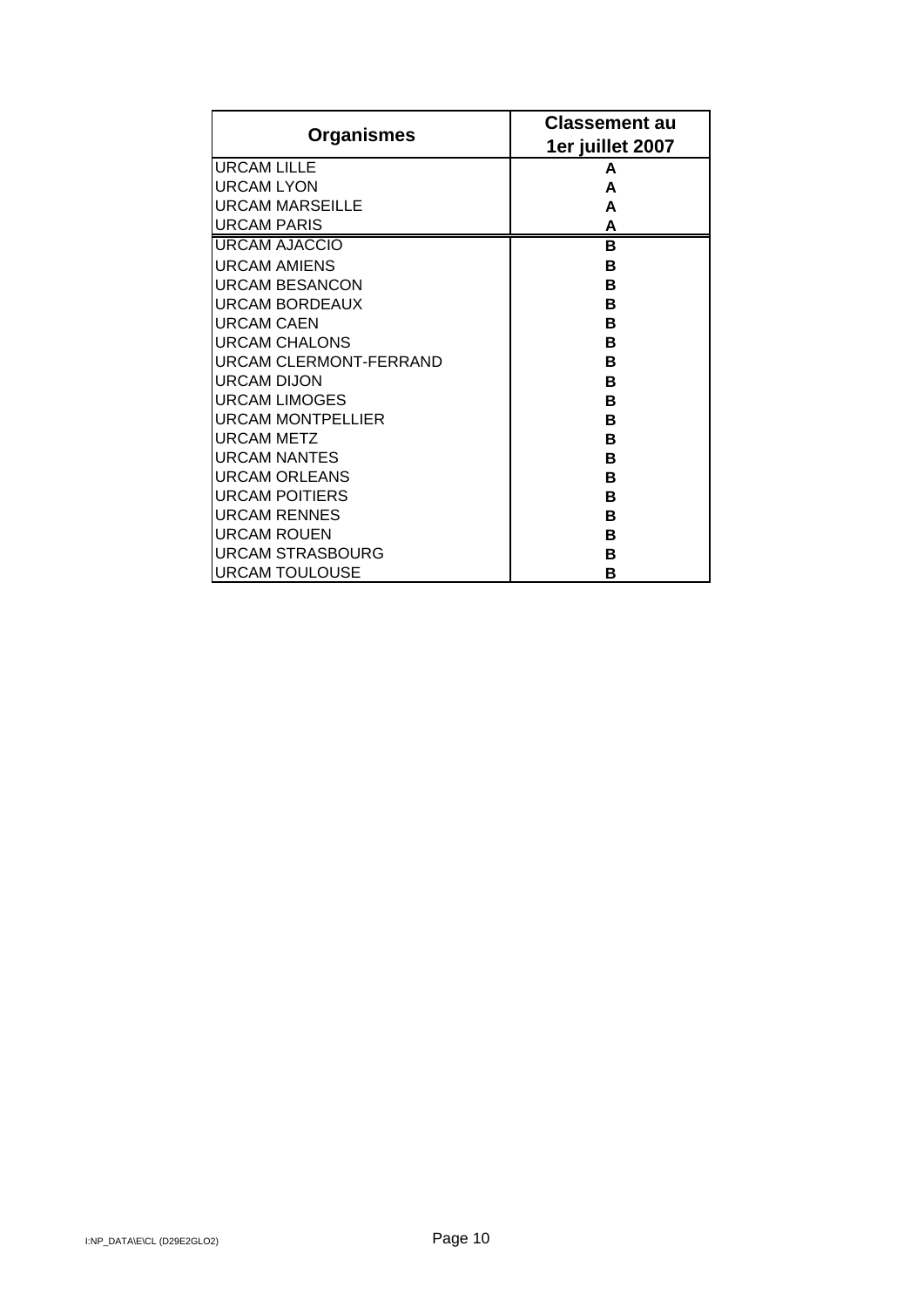| Organismes | Classement au 1er juillet 2007 |
|---|---|
| URCAM LILLE | A |
| URCAM LYON | A |
| URCAM MARSEILLE | A |
| URCAM PARIS | A |
| URCAM AJACCIO | B |
| URCAM AMIENS | B |
| URCAM BESANCON | B |
| URCAM BORDEAUX | B |
| URCAM CAEN | B |
| URCAM CHALONS | B |
| URCAM CLERMONT-FERRAND | B |
| URCAM DIJON | B |
| URCAM LIMOGES | B |
| URCAM MONTPELLIER | B |
| URCAM METZ | B |
| URCAM NANTES | B |
| URCAM ORLEANS | B |
| URCAM POITIERS | B |
| URCAM RENNES | B |
| URCAM ROUEN | B |
| URCAM STRASBOURG | B |
| URCAM TOULOUSE | B |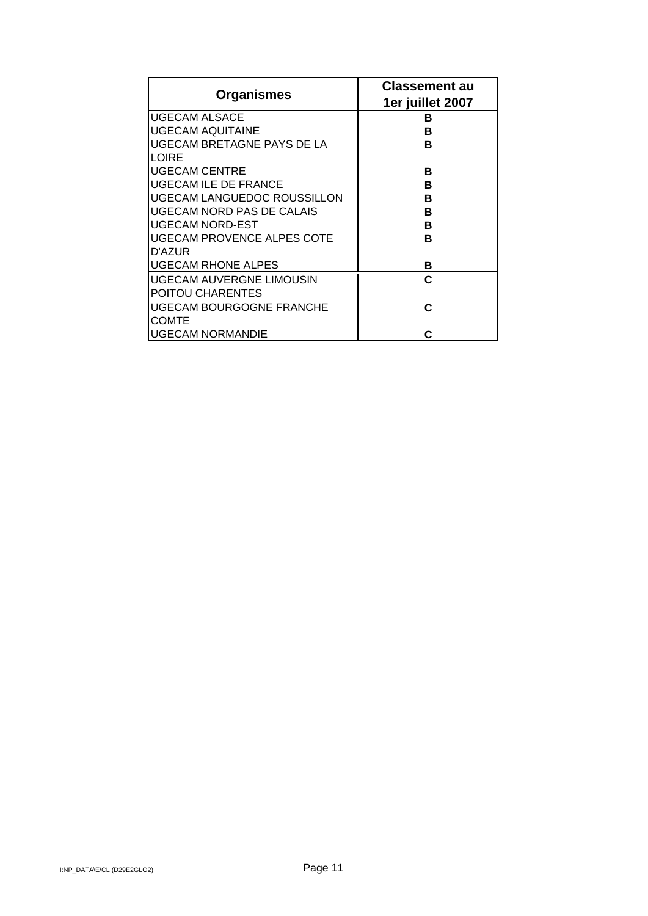| Organismes | Classement au 1er juillet 2007 |
|---|---|
| UGECAM ALSACE | **B** |
| UGECAM AQUITAINE | **B** |
| UGECAM BRETAGNE PAYS DE LA LOIRE | **B** |
| UGECAM CENTRE | **B** |
| UGECAM ILE DE FRANCE | **B** |
| UGECAM LANGUEDOC ROUSSILLON | **B** |
| UGECAM NORD PAS DE CALAIS | **B** |
| UGECAM NORD-EST | **B** |
| UGECAM PROVENCE ALPES COTE D'AZUR | **B** |
| UGECAM RHONE ALPES | **B** |
| UGECAM AUVERGNE LIMOUSIN POITOU CHARENTES | **C** |
| UGECAM BOURGOGNE FRANCHE COMTE | **C** |
| UGECAM NORMANDIE | **C** |

I:NP_DATA\E\CL (D29E2GLO2)